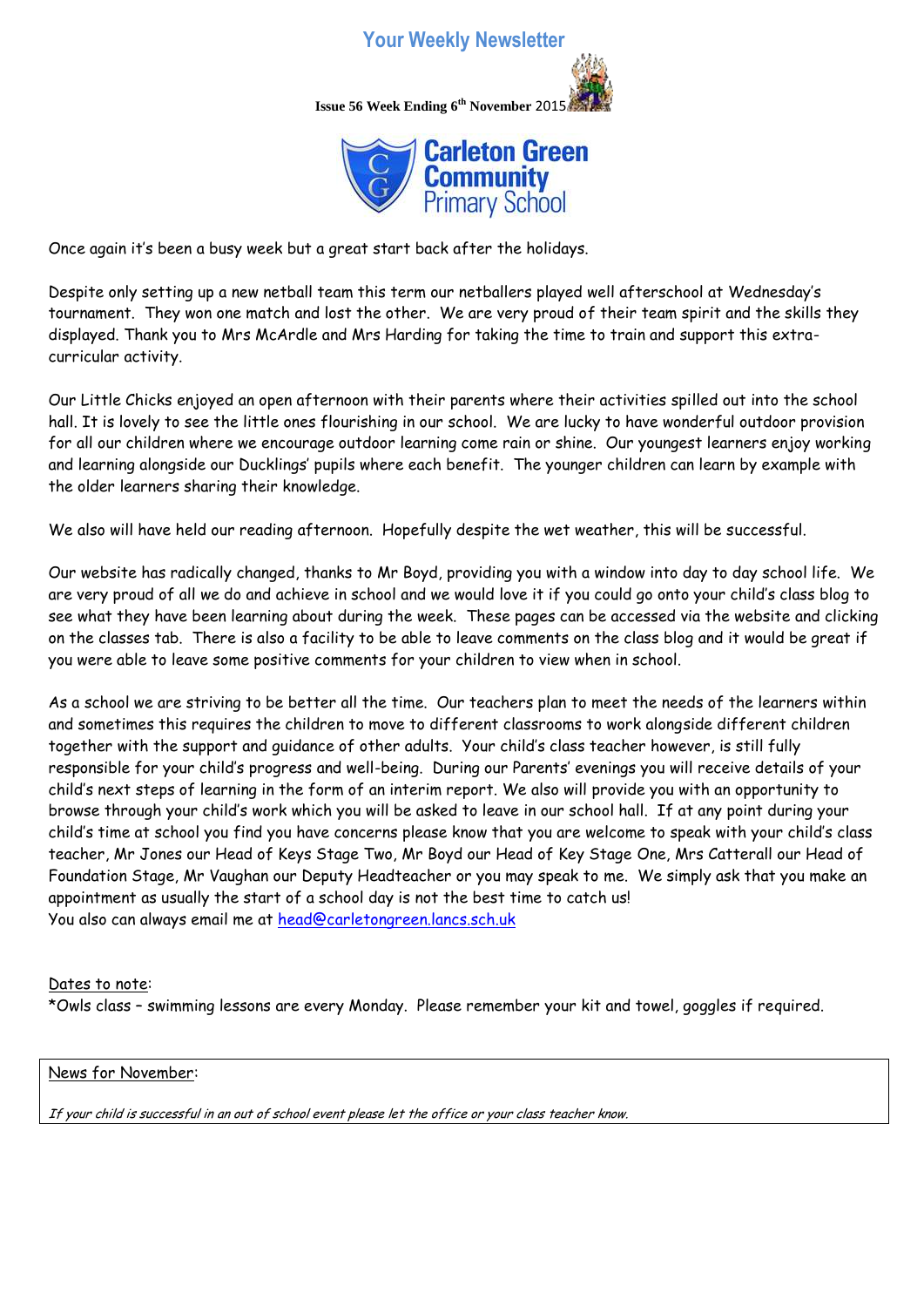# Your Weekly Newsletter

**Issue 56 Week Ending 6th November** 2015

Carleton Green Community Primary School

Once again it's been a busy week but a great start back after the holidays.

Despite only setting up a new netball team this term our netballers played well afterschool at Wednesday's tournament. They won one match and lost the other. We are very proud of their team spirit and the skills they displayed. Thank you to Mrs McArdle and Mrs Harding for taking the time to train and support this extra-curricular activity.

Our Little Chicks enjoyed an open afternoon with their parents where their activities spilled out into the school hall. It is lovely to see the little ones flourishing in our school. We are lucky to have wonderful outdoor provision for all our children where we encourage outdoor learning come rain or shine. Our youngest learners enjoy working and learning alongside our Ducklings' pupils where each benefit. The younger children can learn by example with the older learners sharing their knowledge.

We also will have held our reading afternoon. Hopefully despite the wet weather, this will be successful.

Our website has radically changed, thanks to Mr Boyd, providing you with a window into day to day school life. We are very proud of all we do and achieve in school and we would love it if you could go onto your child's class blog to see what they have been learning about during the week. These pages can be accessed via the website and clicking on the classes tab. There is also a facility to be able to leave comments on the class blog and it would be great if you were able to leave some positive comments for your children to view when in school.

As a school we are striving to be better all the time. Our teachers plan to meet the needs of the learners within and sometimes this requires the children to move to different classrooms to work alongside different children together with the support and guidance of other adults. Your child's class teacher however, is still fully responsible for your child's progress and well-being. During our Parents' evenings you will receive details of your child's next steps of learning in the form of an interim report. We also will provide you with an opportunity to browse through your child's work which you will be asked to leave in our school hall. If at any point during your child's time at school you find you have concerns please know that you are welcome to speak with your child's class teacher, Mr Jones our Head of Keys Stage Two, Mr Boyd our Head of Key Stage One, Mrs Catterall our Head of Foundation Stage, Mr Vaughan our Deputy Headteacher or you may speak to me. We simply ask that you make an appointment as usually the start of a school day is not the best time to catch us!
You also can always email me at head@carletongreen.lancs.sch.uk

Dates to note:
*Owls class – swimming lessons are every Monday. Please remember your kit and towel, goggles if required.

News for November:

*If your child is successful in an out of school event please let the office or your class teacher know.*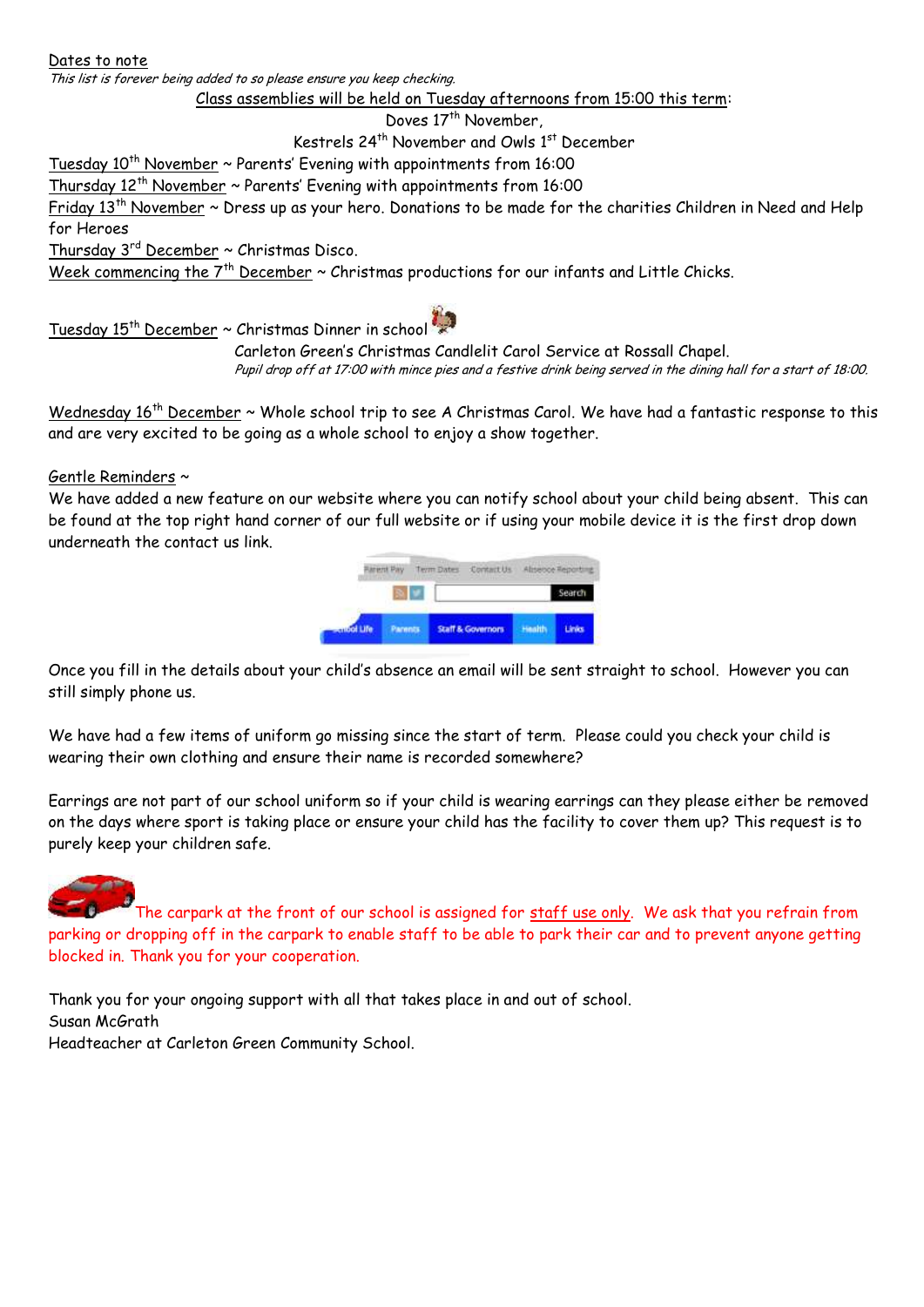Dates to note

*This list is forever being added to so please ensure you keep checking.*

Class assemblies will be held on Tuesday afternoons from 15:00 this term:

Doves 17th November,

Kestrels 24th November and Owls 1st December

Tuesday 10th November ~ Parents' Evening with appointments from 16:00

Thursday 12th November ~ Parents' Evening with appointments from 16:00

Friday 13th November ~ Dress up as your hero. Donations to be made for the charities Children in Need and Help for Heroes

Thursday 3rd December ~ Christmas Disco.

Week commencing the 7th December ~ Christmas productions for our infants and Little Chicks.

Tuesday 15th December ~ Christmas Dinner in school

Carleton Green's Christmas Candlelit Carol Service at Rossall Chapel.

*Pupil drop off at 17:00 with mince pies and a festive drink being served in the dining hall for a start of 18:00.*

Wednesday 16th December ~ Whole school trip to see A Christmas Carol. We have had a fantastic response to this and are very excited to be going as a whole school to enjoy a show together.

Gentle Reminders ~

We have added a new feature on our website where you can notify school about your child being absent. This can be found at the top right hand corner of our full website or if using your mobile device it is the first drop down underneath the contact us link.

Once you fill in the details about your child's absence an email will be sent straight to school. However you can still simply phone us.

We have had a few items of uniform go missing since the start of term. Please could you check your child is wearing their own clothing and ensure their name is recorded somewhere?

Earrings are not part of our school uniform so if your child is wearing earrings can they please either be removed on the days where sport is taking place or ensure your child has the facility to cover them up? This request is to purely keep your children safe.

The carpark at the front of our school is assigned for staff use only. We ask that you refrain from parking or dropping off in the carpark to enable staff to be able to park their car and to prevent anyone getting blocked in. Thank you for your cooperation.

Thank you for your ongoing support with all that takes place in and out of school.

Susan McGrath

Headteacher at Carleton Green Community School.